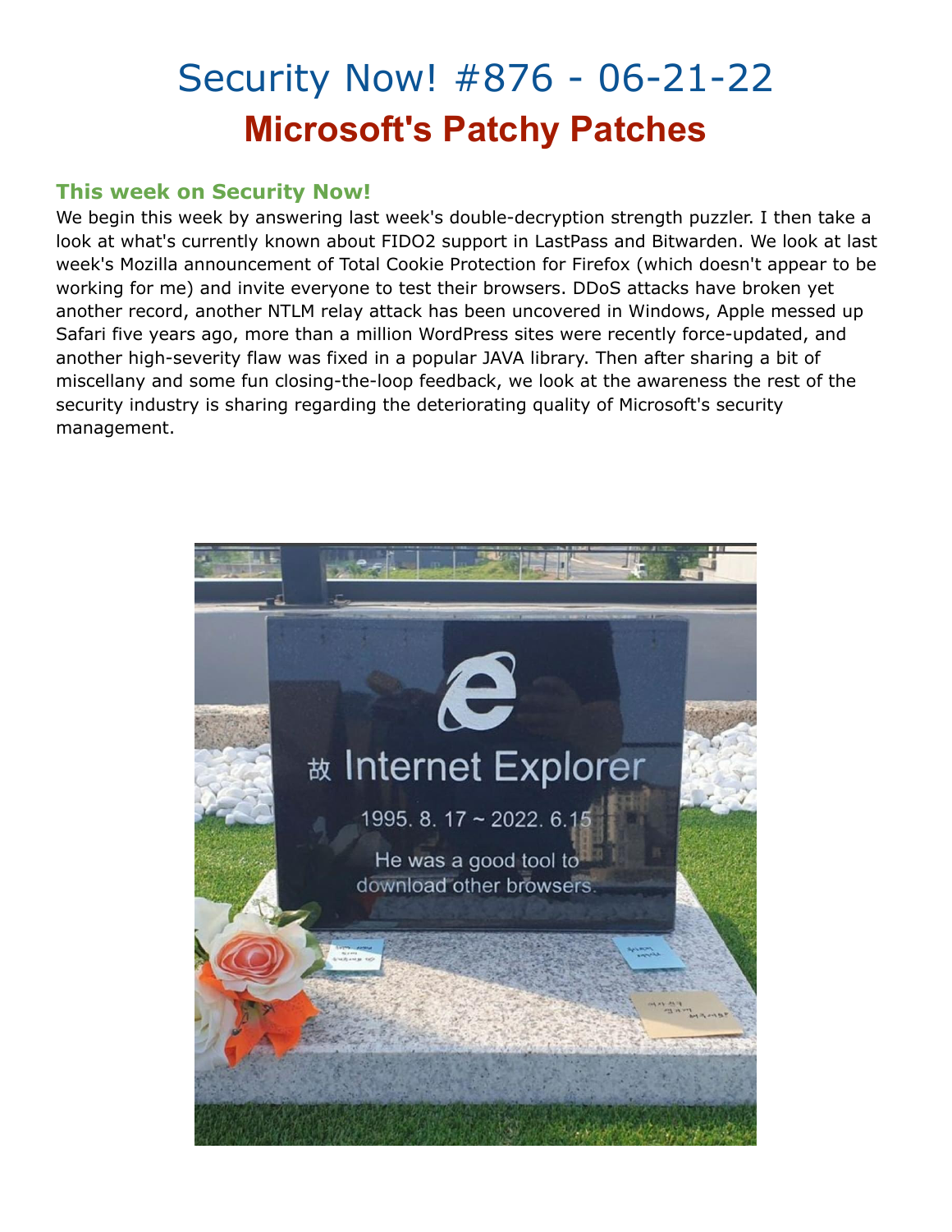# Security Now! #876 - 06-21-22

## Microsoft's Patchy Patches

### This week on Security Now!

We begin this week by answering last week's double-decryption strength puzzler. I then take a look at what's currently known about FIDO2 support in LastPass and Bitwarden. We look at last week's Mozilla announcement of Total Cookie Protection for Firefox (which doesn't appear to be working for me) and invite everyone to test their browsers. DDoS attacks have broken yet another record, another NTLM relay attack has been uncovered in Windows, Apple messed up Safari five years ago, more than a million WordPress sites were recently force-updated, and another high-severity flaw was fixed in a popular JAVA library. Then after sharing a bit of miscellany and some fun closing-the-loop feedback, we look at the awareness the rest of the security industry is sharing regarding the deteriorating quality of Microsoft's security management.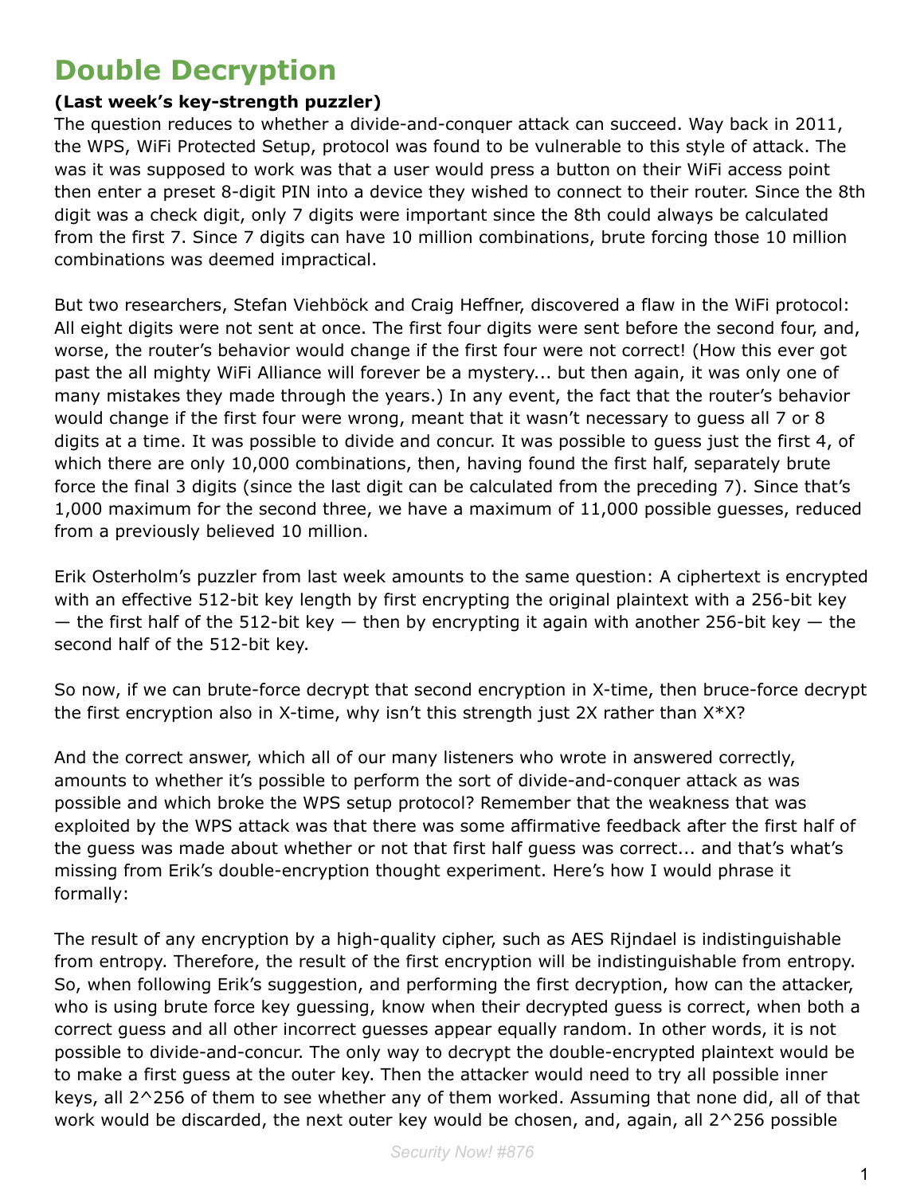## Double Decryption

**(Last week's key-strength puzzler)**

The question reduces to whether a divide-and-conquer attack can succeed. Way back in 2011, the WPS, WiFi Protected Setup, protocol was found to be vulnerable to this style of attack. The was it was supposed to work was that a user would press a button on their WiFi access point then enter a preset 8-digit PIN into a device they wished to connect to their router. Since the 8th digit was a check digit, only 7 digits were important since the 8th could always be calculated from the first 7. Since 7 digits can have 10 million combinations, brute forcing those 10 million combinations was deemed impractical.

But two researchers, Stefan Viehböck and Craig Heffner, discovered a flaw in the WiFi protocol: All eight digits were not sent at once. The first four digits were sent before the second four, and, worse, the router's behavior would change if the first four were not correct! (How this ever got past the all mighty WiFi Alliance will forever be a mystery... but then again, it was only one of many mistakes they made through the years.) In any event, the fact that the router's behavior would change if the first four were wrong, meant that it wasn't necessary to guess all 7 or 8 digits at a time. It was possible to divide and concur. It was possible to guess just the first 4, of which there are only 10,000 combinations, then, having found the first half, separately brute force the final 3 digits (since the last digit can be calculated from the preceding 7). Since that's 1,000 maximum for the second three, we have a maximum of 11,000 possible guesses, reduced from a previously believed 10 million.

Erik Osterholm's puzzler from last week amounts to the same question: A ciphertext is encrypted with an effective 512-bit key length by first encrypting the original plaintext with a 256-bit key — the first half of the 512-bit key — then by encrypting it again with another 256-bit key — the second half of the 512-bit key.

So now, if we can brute-force decrypt that second encryption in X-time, then bruce-force decrypt the first encryption also in X-time, why isn't this strength just 2X rather than X*X?

And the correct answer, which all of our many listeners who wrote in answered correctly, amounts to whether it's possible to perform the sort of divide-and-conquer attack as was possible and which broke the WPS setup protocol? Remember that the weakness that was exploited by the WPS attack was that there was some affirmative feedback after the first half of the guess was made about whether or not that first half guess was correct... and that's what's missing from Erik's double-encryption thought experiment. Here's how I would phrase it formally:

The result of any encryption by a high-quality cipher, such as AES Rijndael is indistinguishable from entropy. Therefore, the result of the first encryption will be indistinguishable from entropy. So, when following Erik's suggestion, and performing the first decryption, how can the attacker, who is using brute force key guessing, know when their decrypted guess is correct, when both a correct guess and all other incorrect guesses appear equally random. In other words, it is not possible to divide-and-concur. The only way to decrypt the double-encrypted plaintext would be to make a first guess at the outer key. Then the attacker would need to try all possible inner keys, all 2^256 of them to see whether any of them worked. Assuming that none did, all of that work would be discarded, the next outer key would be chosen, and, again, all 2^256 possible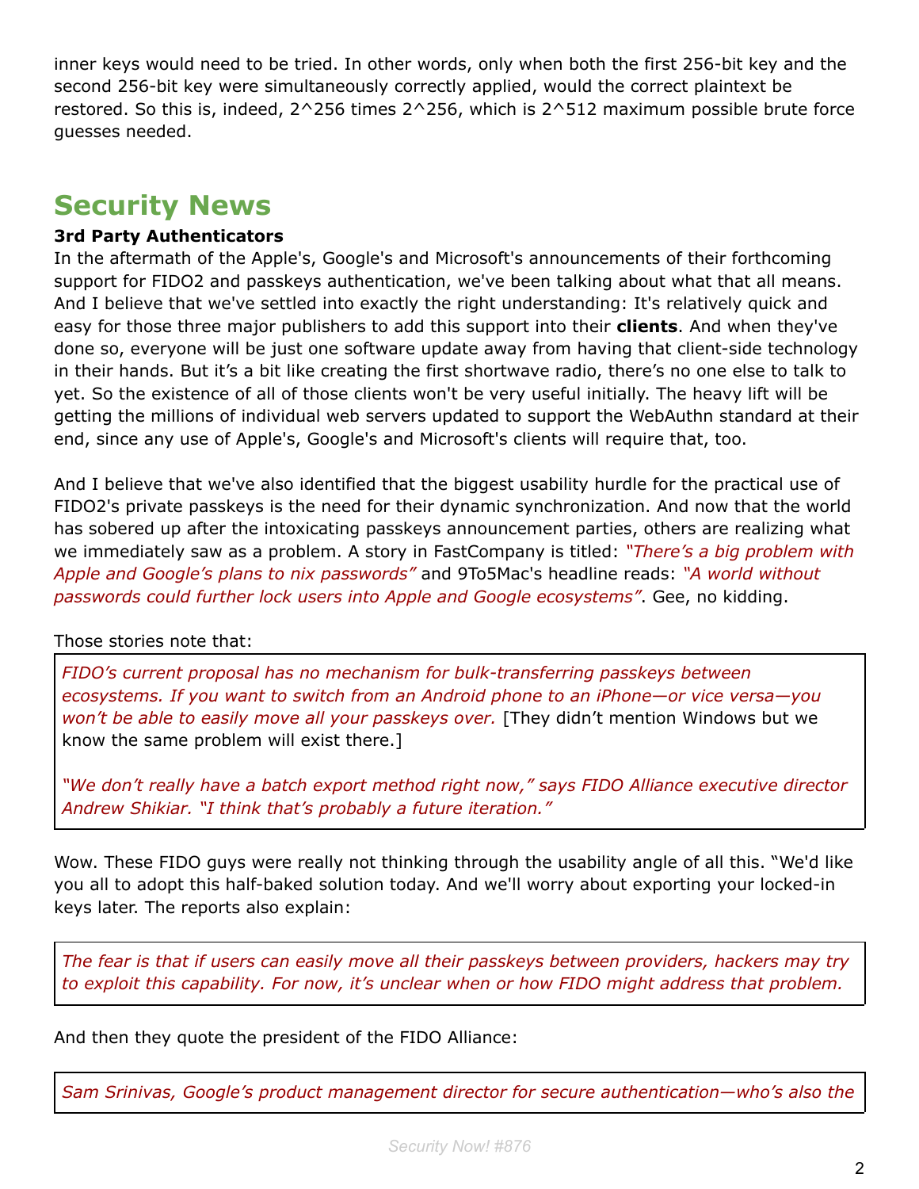inner keys would need to be tried. In other words, only when both the first 256-bit key and the second 256-bit key were simultaneously correctly applied, would the correct plaintext be restored. So this is, indeed, 2^256 times 2^256, which is 2^512 maximum possible brute force guesses needed.

# Security News

**3rd Party Authenticators**

In the aftermath of the Apple's, Google's and Microsoft's announcements of their forthcoming support for FIDO2 and passkeys authentication, we've been talking about what that all means. And I believe that we've settled into exactly the right understanding: It's relatively quick and easy for those three major publishers to add this support into their **clients**. And when they've done so, everyone will be just one software update away from having that client-side technology in their hands. But it's a bit like creating the first shortwave radio, there's no one else to talk to yet. So the existence of all of those clients won't be very useful initially. The heavy lift will be getting the millions of individual web servers updated to support the WebAuthn standard at their end, since any use of Apple's, Google's and Microsoft's clients will require that, too.

And I believe that we've also identified that the biggest usability hurdle for the practical use of FIDO2's private passkeys is the need for their dynamic synchronization. And now that the world has sobered up after the intoxicating passkeys announcement parties, others are realizing what we immediately saw as a problem. A story in FastCompany is titled: *"There's a big problem with Apple and Google's plans to nix passwords"* and 9To5Mac's headline reads: *"A world without passwords could further lock users into Apple and Google ecosystems"*. Gee, no kidding.

Those stories note that:

> *FIDO's current proposal has no mechanism for bulk-transferring passkeys between ecosystems. If you want to switch from an Android phone to an iPhone—or vice versa—you won't be able to easily move all your passkeys over.* [They didn't mention Windows but we know the same problem will exist there.]
>
> *"We don't really have a batch export method right now," says FIDO Alliance executive director Andrew Shikiar. "I think that's probably a future iteration."*

Wow. These FIDO guys were really not thinking through the usability angle of all this. "We'd like you all to adopt this half-baked solution today. And we'll worry about exporting your locked-in keys later. The reports also explain:

> *The fear is that if users can easily move all their passkeys between providers, hackers may try to exploit this capability. For now, it's unclear when or how FIDO might address that problem.*

And then they quote the president of the FIDO Alliance:

> *Sam Srinivas, Google's product management director for secure authentication—who's also the*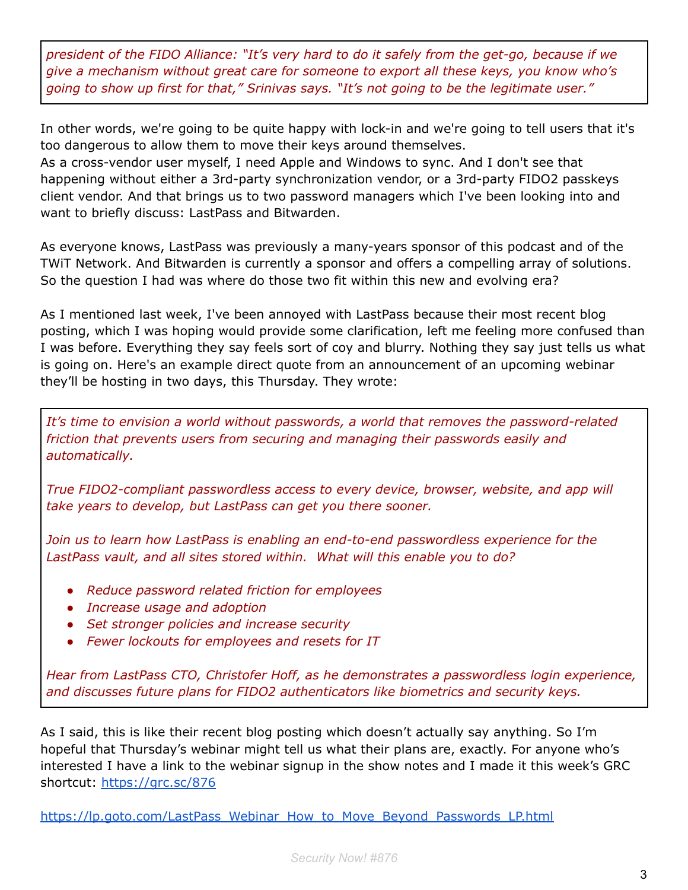> *president of the FIDO Alliance: "It's very hard to do it safely from the get-go, because if we give a mechanism without great care for someone to export all these keys, you know who's going to show up first for that," Srinivas says. "It's not going to be the legitimate user."*

In other words, we're going to be quite happy with lock-in and we're going to tell users that it's too dangerous to allow them to move their keys around themselves.
As a cross-vendor user myself, I need Apple and Windows to sync. And I don't see that happening without either a 3rd-party synchronization vendor, or a 3rd-party FIDO2 passkeys client vendor. And that brings us to two password managers which I've been looking into and want to briefly discuss: LastPass and Bitwarden.

As everyone knows, LastPass was previously a many-years sponsor of this podcast and of the TWiT Network. And Bitwarden is currently a sponsor and offers a compelling array of solutions. So the question I had was where do those two fit within this new and evolving era?

As I mentioned last week, I've been annoyed with LastPass because their most recent blog posting, which I was hoping would provide some clarification, left me feeling more confused than I was before. Everything they say feels sort of coy and blurry. Nothing they say just tells us what is going on. Here's an example direct quote from an announcement of an upcoming webinar they'll be hosting in two days, this Thursday. They wrote:

> *It's time to envision a world without passwords, a world that removes the password-related friction that prevents users from securing and managing their passwords easily and automatically.*
>
> *True FIDO2-compliant passwordless access to every device, browser, website, and app will take years to develop, but LastPass can get you there sooner.*
>
> *Join us to learn how LastPass is enabling an end-to-end passwordless experience for the LastPass vault, and all sites stored within. What will this enable you to do?*
>
> - *Reduce password related friction for employees*
> - *Increase usage and adoption*
> - *Set stronger policies and increase security*
> - *Fewer lockouts for employees and resets for IT*
>
> *Hear from LastPass CTO, Christofer Hoff, as he demonstrates a passwordless login experience, and discusses future plans for FIDO2 authenticators like biometrics and security keys.*

As I said, this is like their recent blog posting which doesn't actually say anything. So I'm hopeful that Thursday's webinar might tell us what their plans are, exactly. For anyone who's interested I have a link to the webinar signup in the show notes and I made it this week's GRC shortcut: https://grc.sc/876

https://lp.goto.com/LastPass_Webinar_How_to_Move_Beyond_Passwords_LP.html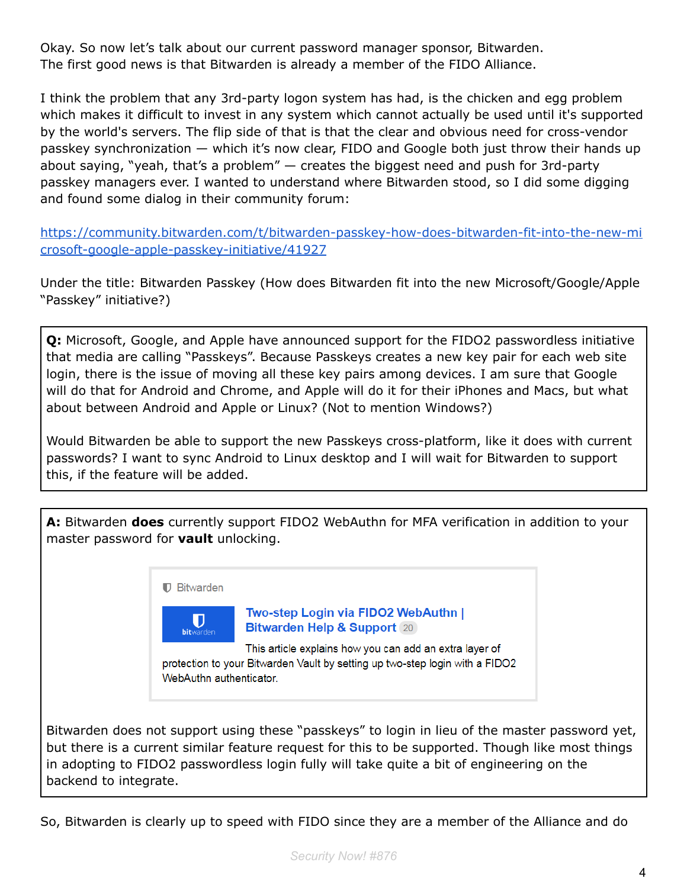Okay. So now let's talk about our current password manager sponsor, Bitwarden. The first good news is that Bitwarden is already a member of the FIDO Alliance.

I think the problem that any 3rd-party logon system has had, is the chicken and egg problem which makes it difficult to invest in any system which cannot actually be used until it's supported by the world's servers. The flip side of that is that the clear and obvious need for cross-vendor passkey synchronization — which it's now clear, FIDO and Google both just throw their hands up about saying, "yeah, that's a problem" — creates the biggest need and push for 3rd-party passkey managers ever. I wanted to understand where Bitwarden stood, so I did some digging and found some dialog in their community forum:

https://community.bitwarden.com/t/bitwarden-passkey-how-does-bitwarden-fit-into-the-new-microsoft-google-apple-passkey-initiative/41927

Under the title: Bitwarden Passkey (How does Bitwarden fit into the new Microsoft/Google/Apple "Passkey" initiative?)

> **Q:** Microsoft, Google, and Apple have announced support for the FIDO2 passwordless initiative that media are calling "Passkeys". Because Passkeys creates a new key pair for each web site login, there is the issue of moving all these key pairs among devices. I am sure that Google will do that for Android and Chrome, and Apple will do it for their iPhones and Macs, but what about between Android and Apple or Linux? (Not to mention Windows?)
>
> Would Bitwarden be able to support the new Passkeys cross-platform, like it does with current passwords? I want to sync Android to Linux desktop and I will wait for Bitwarden to support this, if the feature will be added.

> **A:** Bitwarden **does** currently support FIDO2 WebAuthn for MFA verification in addition to your master password for **vault** unlocking.
>
> > Bitwarden
> >
> > **Two-step Login via FIDO2 WebAuthn | Bitwarden Help & Support** 20
> >
> > This article explains how you can add an extra layer of protection to your Bitwarden Vault by setting up two-step login with a FIDO2 WebAuthn authenticator.
>
> Bitwarden does not support using these "passkeys" to login in lieu of the master password yet, but there is a current similar feature request for this to be supported. Though like most things in adopting to FIDO2 passwordless login fully will take quite a bit of engineering on the backend to integrate.

So, Bitwarden is clearly up to speed with FIDO since they are a member of the Alliance and do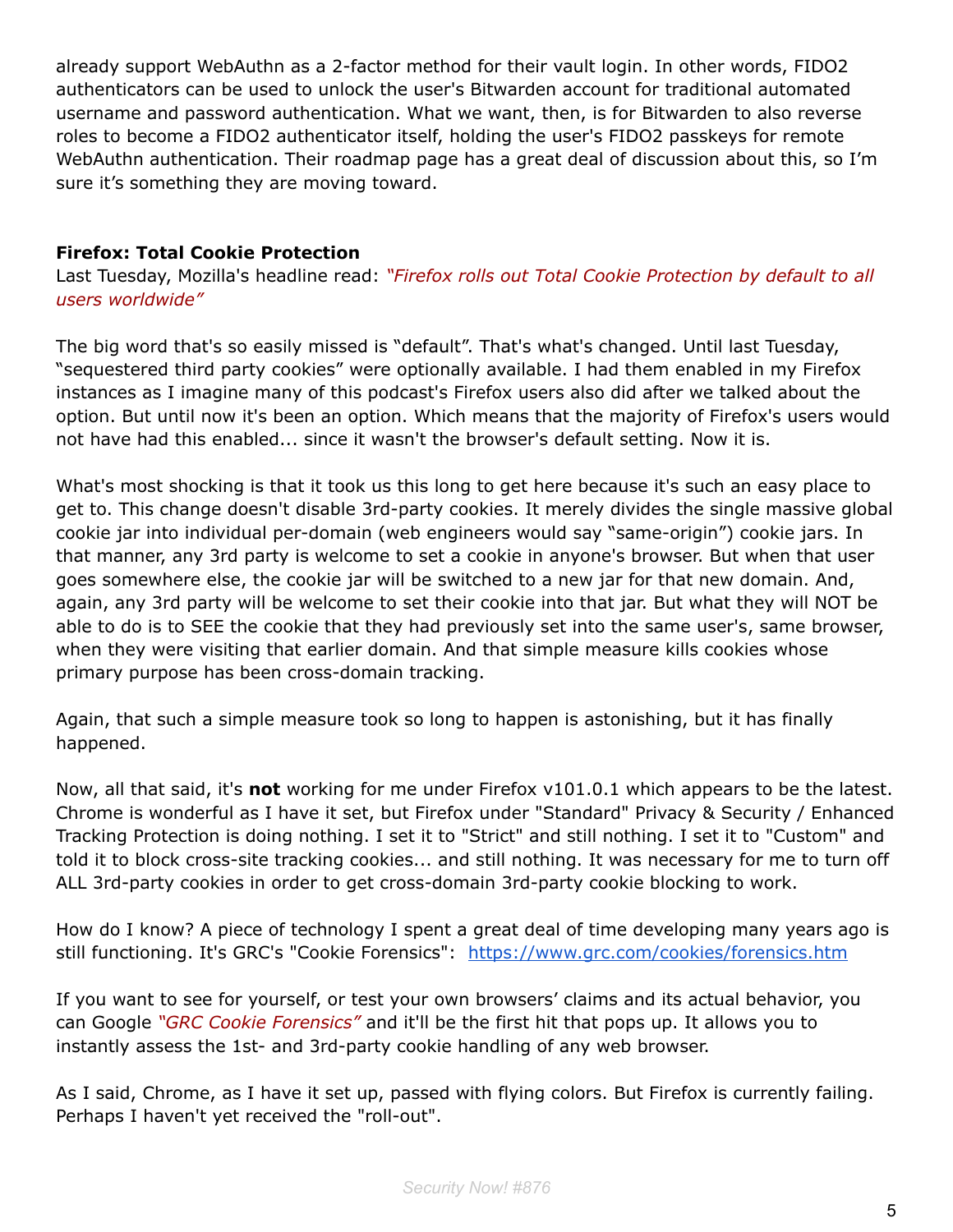already support WebAuthn as a 2-factor method for their vault login. In other words, FIDO2 authenticators can be used to unlock the user's Bitwarden account for traditional automated username and password authentication. What we want, then, is for Bitwarden to also reverse roles to become a FIDO2 authenticator itself, holding the user's FIDO2 passkeys for remote WebAuthn authentication. Their roadmap page has a great deal of discussion about this, so I'm sure it's something they are moving toward.

**Firefox: Total Cookie Protection**

Last Tuesday, Mozilla's headline read: *"Firefox rolls out Total Cookie Protection by default to all users worldwide"*

The big word that's so easily missed is "default". That's what's changed. Until last Tuesday, "sequestered third party cookies" were optionally available. I had them enabled in my Firefox instances as I imagine many of this podcast's Firefox users also did after we talked about the option. But until now it's been an option. Which means that the majority of Firefox's users would not have had this enabled... since it wasn't the browser's default setting. Now it is.

What's most shocking is that it took us this long to get here because it's such an easy place to get to. This change doesn't disable 3rd-party cookies. It merely divides the single massive global cookie jar into individual per-domain (web engineers would say "same-origin") cookie jars. In that manner, any 3rd party is welcome to set a cookie in anyone's browser. But when that user goes somewhere else, the cookie jar will be switched to a new jar for that new domain. And, again, any 3rd party will be welcome to set their cookie into that jar. But what they will NOT be able to do is to SEE the cookie that they had previously set into the same user's, same browser, when they were visiting that earlier domain. And that simple measure kills cookies whose primary purpose has been cross-domain tracking.

Again, that such a simple measure took so long to happen is astonishing, but it has finally happened.

Now, all that said, it's **not** working for me under Firefox v101.0.1 which appears to be the latest. Chrome is wonderful as I have it set, but Firefox under "Standard" Privacy & Security / Enhanced Tracking Protection is doing nothing. I set it to "Strict" and still nothing. I set it to "Custom" and told it to block cross-site tracking cookies... and still nothing. It was necessary for me to turn off ALL 3rd-party cookies in order to get cross-domain 3rd-party cookie blocking to work.

How do I know? A piece of technology I spent a great deal of time developing many years ago is still functioning. It's GRC's "Cookie Forensics": https://www.grc.com/cookies/forensics.htm

If you want to see for yourself, or test your own browsers' claims and its actual behavior, you can Google *"GRC Cookie Forensics"* and it'll be the first hit that pops up. It allows you to instantly assess the 1st- and 3rd-party cookie handling of any web browser.

As I said, Chrome, as I have it set up, passed with flying colors. But Firefox is currently failing. Perhaps I haven't yet received the "roll-out".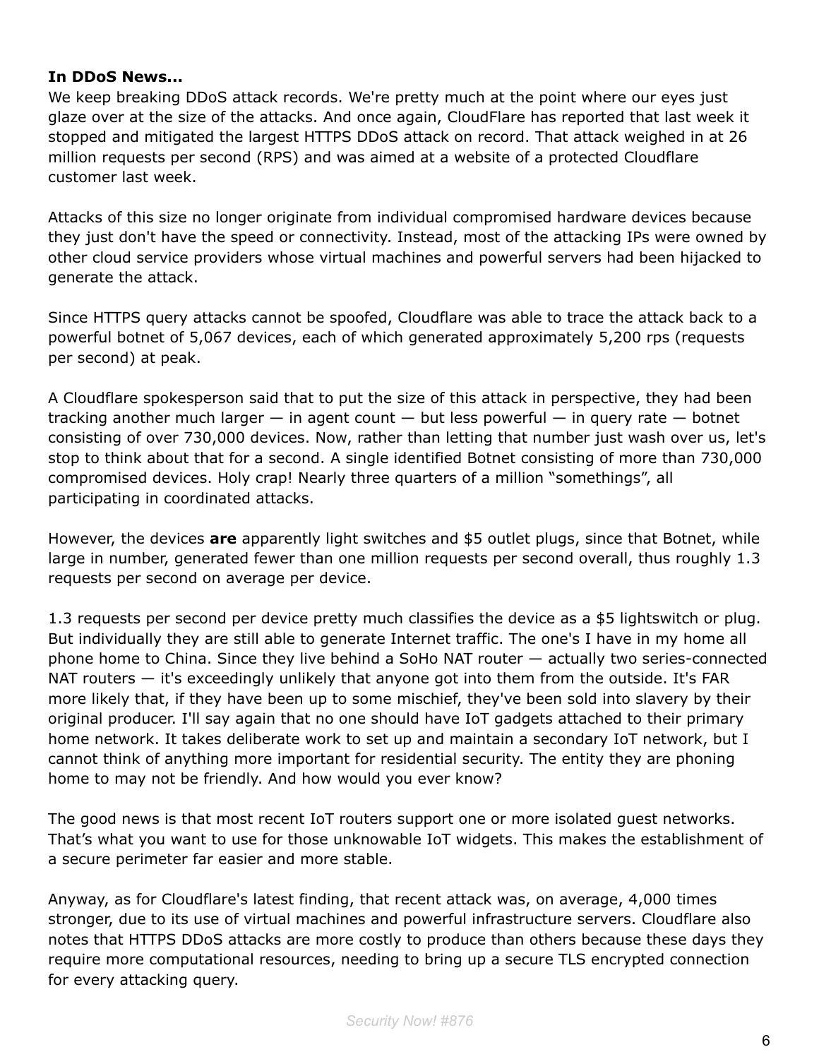**In DDoS News...**

We keep breaking DDoS attack records. We're pretty much at the point where our eyes just glaze over at the size of the attacks. And once again, CloudFlare has reported that last week it stopped and mitigated the largest HTTPS DDoS attack on record. That attack weighed in at 26 million requests per second (RPS) and was aimed at a website of a protected Cloudflare customer last week.

Attacks of this size no longer originate from individual compromised hardware devices because they just don't have the speed or connectivity. Instead, most of the attacking IPs were owned by other cloud service providers whose virtual machines and powerful servers had been hijacked to generate the attack.

Since HTTPS query attacks cannot be spoofed, Cloudflare was able to trace the attack back to a powerful botnet of 5,067 devices, each of which generated approximately 5,200 rps (requests per second) at peak.

A Cloudflare spokesperson said that to put the size of this attack in perspective, they had been tracking another much larger — in agent count — but less powerful — in query rate — botnet consisting of over 730,000 devices. Now, rather than letting that number just wash over us, let's stop to think about that for a second. A single identified Botnet consisting of more than 730,000 compromised devices. Holy crap! Nearly three quarters of a million "somethings", all participating in coordinated attacks.

However, the devices **are** apparently light switches and $5 outlet plugs, since that Botnet, while large in number, generated fewer than one million requests per second overall, thus roughly 1.3 requests per second on average per device.

1.3 requests per second per device pretty much classifies the device as a $5 lightswitch or plug. But individually they are still able to generate Internet traffic. The one's I have in my home all phone home to China. Since they live behind a SoHo NAT router — actually two series-connected NAT routers — it's exceedingly unlikely that anyone got into them from the outside. It's FAR more likely that, if they have been up to some mischief, they've been sold into slavery by their original producer. I'll say again that no one should have IoT gadgets attached to their primary home network. It takes deliberate work to set up and maintain a secondary IoT network, but I cannot think of anything more important for residential security. The entity they are phoning home to may not be friendly. And how would you ever know?

The good news is that most recent IoT routers support one or more isolated guest networks. That's what you want to use for those unknowable IoT widgets. This makes the establishment of a secure perimeter far easier and more stable.

Anyway, as for Cloudflare's latest finding, that recent attack was, on average, 4,000 times stronger, due to its use of virtual machines and powerful infrastructure servers. Cloudflare also notes that HTTPS DDoS attacks are more costly to produce than others because these days they require more computational resources, needing to bring up a secure TLS encrypted connection for every attacking query.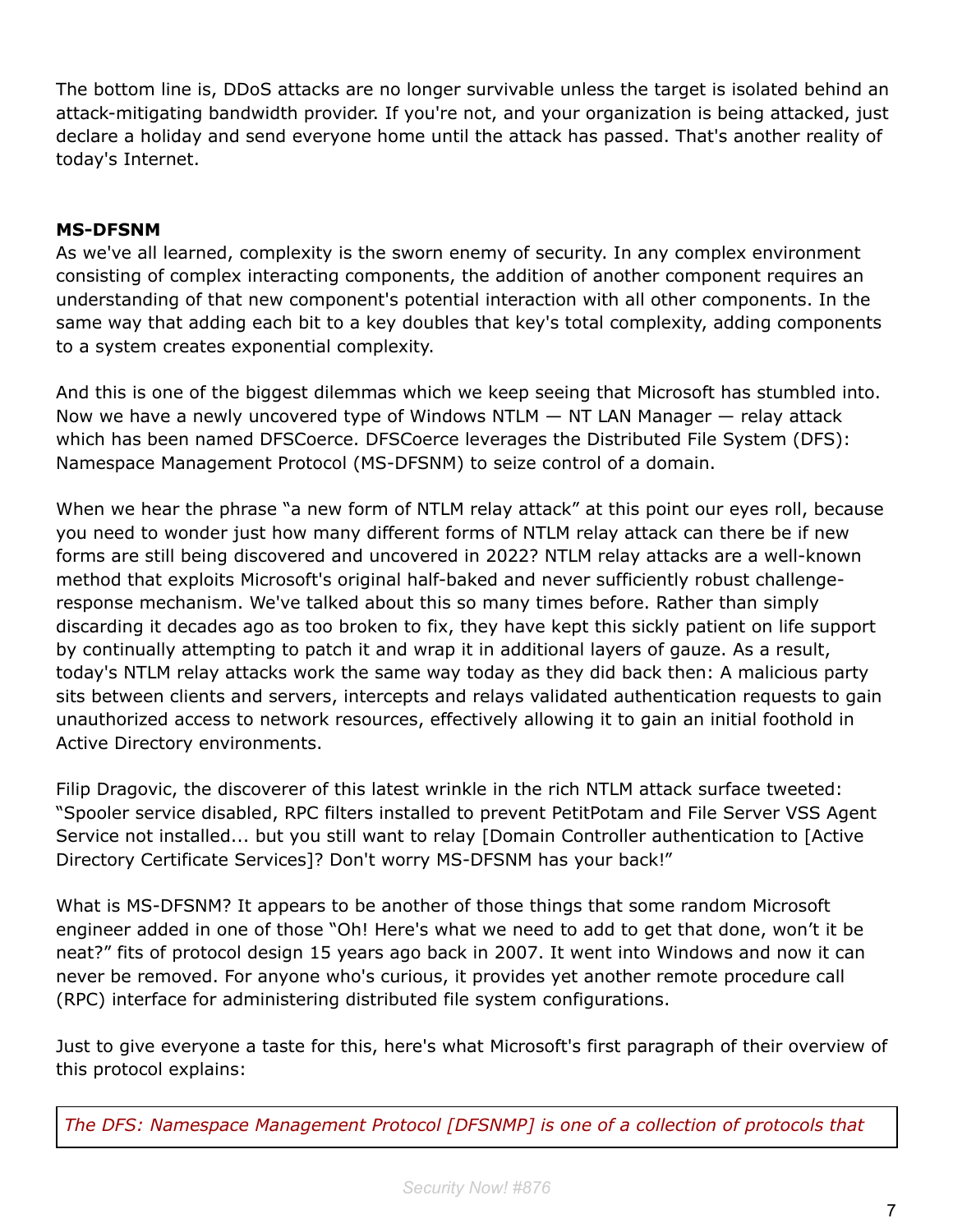The bottom line is, DDoS attacks are no longer survivable unless the target is isolated behind an attack-mitigating bandwidth provider. If you're not, and your organization is being attacked, just declare a holiday and send everyone home until the attack has passed. That's another reality of today's Internet.

**MS-DFSNM**

As we've all learned, complexity is the sworn enemy of security. In any complex environment consisting of complex interacting components, the addition of another component requires an understanding of that new component's potential interaction with all other components. In the same way that adding each bit to a key doubles that key's total complexity, adding components to a system creates exponential complexity.

And this is one of the biggest dilemmas which we keep seeing that Microsoft has stumbled into. Now we have a newly uncovered type of Windows NTLM — NT LAN Manager — relay attack which has been named DFSCoerce. DFSCoerce leverages the Distributed File System (DFS): Namespace Management Protocol (MS-DFSNM) to seize control of a domain.

When we hear the phrase "a new form of NTLM relay attack" at this point our eyes roll, because you need to wonder just how many different forms of NTLM relay attack can there be if new forms are still being discovered and uncovered in 2022? NTLM relay attacks are a well-known method that exploits Microsoft's original half-baked and never sufficiently robust challenge-response mechanism. We've talked about this so many times before. Rather than simply discarding it decades ago as too broken to fix, they have kept this sickly patient on life support by continually attempting to patch it and wrap it in additional layers of gauze. As a result, today's NTLM relay attacks work the same way today as they did back then: A malicious party sits between clients and servers, intercepts and relays validated authentication requests to gain unauthorized access to network resources, effectively allowing it to gain an initial foothold in Active Directory environments.

Filip Dragovic, the discoverer of this latest wrinkle in the rich NTLM attack surface tweeted: "Spooler service disabled, RPC filters installed to prevent PetitPotam and File Server VSS Agent Service not installed... but you still want to relay [Domain Controller authentication to [Active Directory Certificate Services]? Don't worry MS-DFSNM has your back!"

What is MS-DFSNM? It appears to be another of those things that some random Microsoft engineer added in one of those "Oh! Here's what we need to add to get that done, won't it be neat?" fits of protocol design 15 years ago back in 2007. It went into Windows and now it can never be removed. For anyone who's curious, it provides yet another remote procedure call (RPC) interface for administering distributed file system configurations.

Just to give everyone a taste for this, here's what Microsoft's first paragraph of their overview of this protocol explains:

> *The DFS: Namespace Management Protocol [DFSNMP] is one of a collection of protocols that*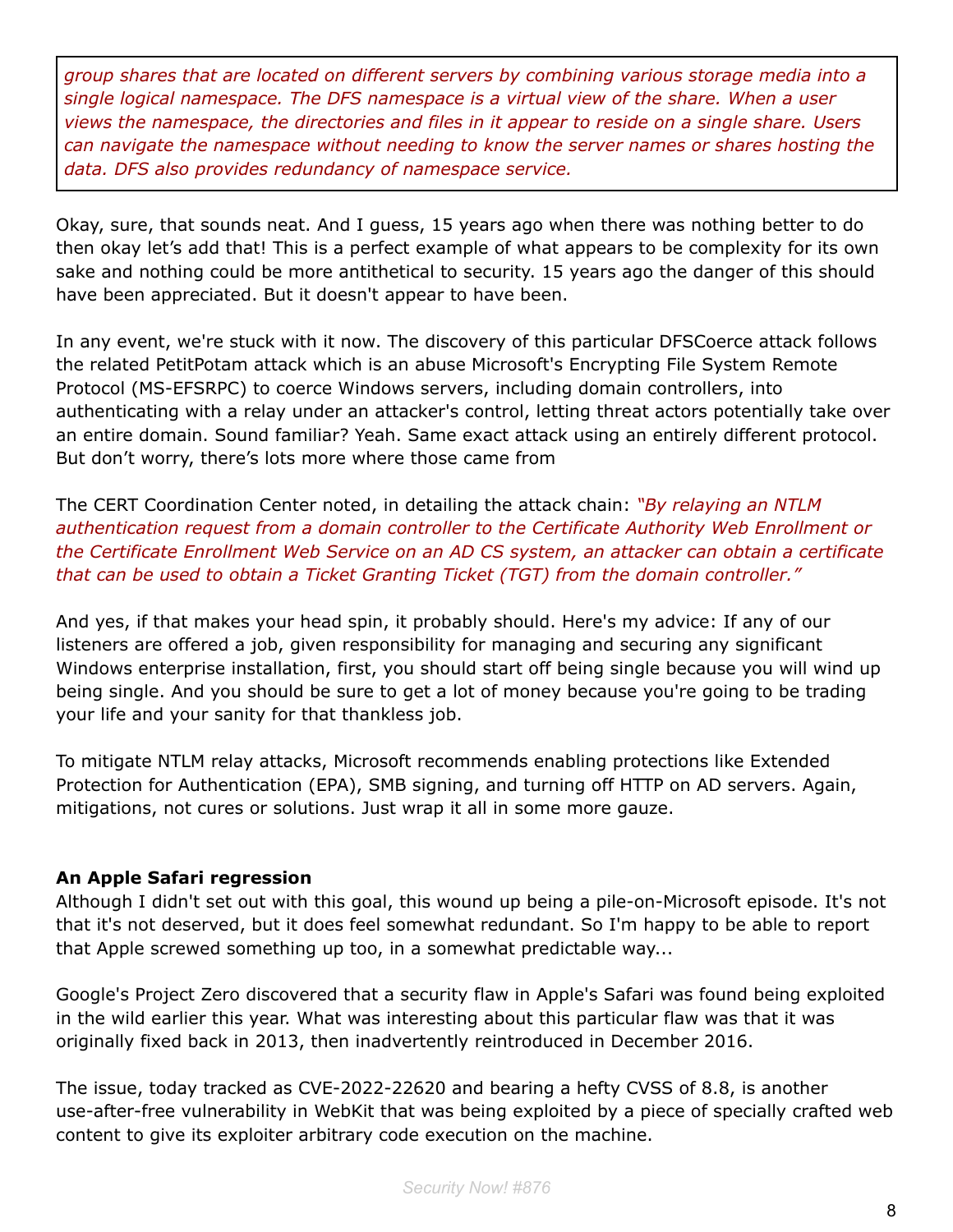> *group shares that are located on different servers by combining various storage media into a single logical namespace. The DFS namespace is a virtual view of the share. When a user views the namespace, the directories and files in it appear to reside on a single share. Users can navigate the namespace without needing to know the server names or shares hosting the data. DFS also provides redundancy of namespace service.*

Okay, sure, that sounds neat. And I guess, 15 years ago when there was nothing better to do then okay let's add that! This is a perfect example of what appears to be complexity for its own sake and nothing could be more antithetical to security. 15 years ago the danger of this should have been appreciated. But it doesn't appear to have been.

In any event, we're stuck with it now. The discovery of this particular DFSCoerce attack follows the related PetitPotam attack which is an abuse Microsoft's Encrypting File System Remote Protocol (MS-EFSRPC) to coerce Windows servers, including domain controllers, into authenticating with a relay under an attacker's control, letting threat actors potentially take over an entire domain. Sound familiar? Yeah. Same exact attack using an entirely different protocol. But don't worry, there's lots more where those came from

The CERT Coordination Center noted, in detailing the attack chain: *"By relaying an NTLM authentication request from a domain controller to the Certificate Authority Web Enrollment or the Certificate Enrollment Web Service on an AD CS system, an attacker can obtain a certificate that can be used to obtain a Ticket Granting Ticket (TGT) from the domain controller."*

And yes, if that makes your head spin, it probably should. Here's my advice: If any of our listeners are offered a job, given responsibility for managing and securing any significant Windows enterprise installation, first, you should start off being single because you will wind up being single. And you should be sure to get a lot of money because you're going to be trading your life and your sanity for that thankless job.

To mitigate NTLM relay attacks, Microsoft recommends enabling protections like Extended Protection for Authentication (EPA), SMB signing, and turning off HTTP on AD servers. Again, mitigations, not cures or solutions. Just wrap it all in some more gauze.

**An Apple Safari regression**

Although I didn't set out with this goal, this wound up being a pile-on-Microsoft episode. It's not that it's not deserved, but it does feel somewhat redundant. So I'm happy to be able to report that Apple screwed something up too, in a somewhat predictable way...

Google's Project Zero discovered that a security flaw in Apple's Safari was found being exploited in the wild earlier this year. What was interesting about this particular flaw was that it was originally fixed back in 2013, then inadvertently reintroduced in December 2016.

The issue, today tracked as CVE-2022-22620 and bearing a hefty CVSS of 8.8, is another use-after-free vulnerability in WebKit that was being exploited by a piece of specially crafted web content to give its exploiter arbitrary code execution on the machine.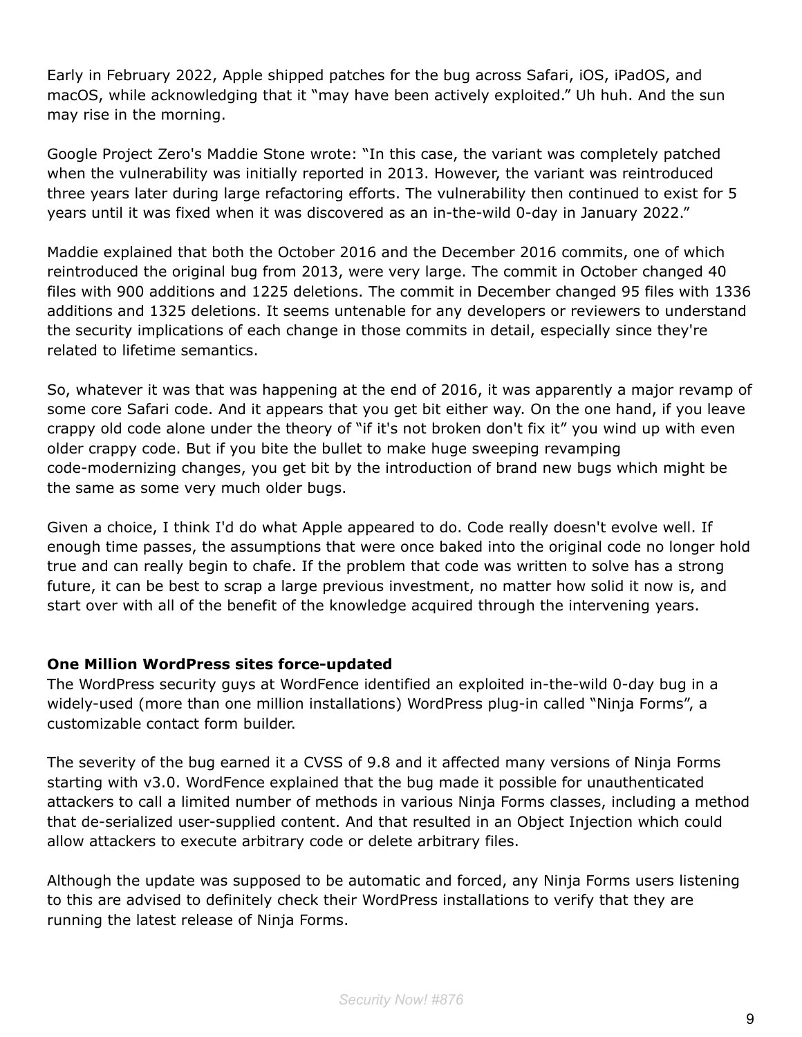Early in February 2022, Apple shipped patches for the bug across Safari, iOS, iPadOS, and macOS, while acknowledging that it "may have been actively exploited." Uh huh. And the sun may rise in the morning.

Google Project Zero's Maddie Stone wrote: "In this case, the variant was completely patched when the vulnerability was initially reported in 2013. However, the variant was reintroduced three years later during large refactoring efforts. The vulnerability then continued to exist for 5 years until it was fixed when it was discovered as an in-the-wild 0-day in January 2022."

Maddie explained that both the October 2016 and the December 2016 commits, one of which reintroduced the original bug from 2013, were very large. The commit in October changed 40 files with 900 additions and 1225 deletions. The commit in December changed 95 files with 1336 additions and 1325 deletions. It seems untenable for any developers or reviewers to understand the security implications of each change in those commits in detail, especially since they're related to lifetime semantics.

So, whatever it was that was happening at the end of 2016, it was apparently a major revamp of some core Safari code. And it appears that you get bit either way. On the one hand, if you leave crappy old code alone under the theory of "if it's not broken don't fix it" you wind up with even older crappy code. But if you bite the bullet to make huge sweeping revamping code-modernizing changes, you get bit by the introduction of brand new bugs which might be the same as some very much older bugs.

Given a choice, I think I'd do what Apple appeared to do. Code really doesn't evolve well. If enough time passes, the assumptions that were once baked into the original code no longer hold true and can really begin to chafe. If the problem that code was written to solve has a strong future, it can be best to scrap a large previous investment, no matter how solid it now is, and start over with all of the benefit of the knowledge acquired through the intervening years.

**One Million WordPress sites force-updated**

The WordPress security guys at WordFence identified an exploited in-the-wild 0-day bug in a widely-used (more than one million installations) WordPress plug-in called "Ninja Forms", a customizable contact form builder.

The severity of the bug earned it a CVSS of 9.8 and it affected many versions of Ninja Forms starting with v3.0. WordFence explained that the bug made it possible for unauthenticated attackers to call a limited number of methods in various Ninja Forms classes, including a method that de-serialized user-supplied content. And that resulted in an Object Injection which could allow attackers to execute arbitrary code or delete arbitrary files.

Although the update was supposed to be automatic and forced, any Ninja Forms users listening to this are advised to definitely check their WordPress installations to verify that they are running the latest release of Ninja Forms.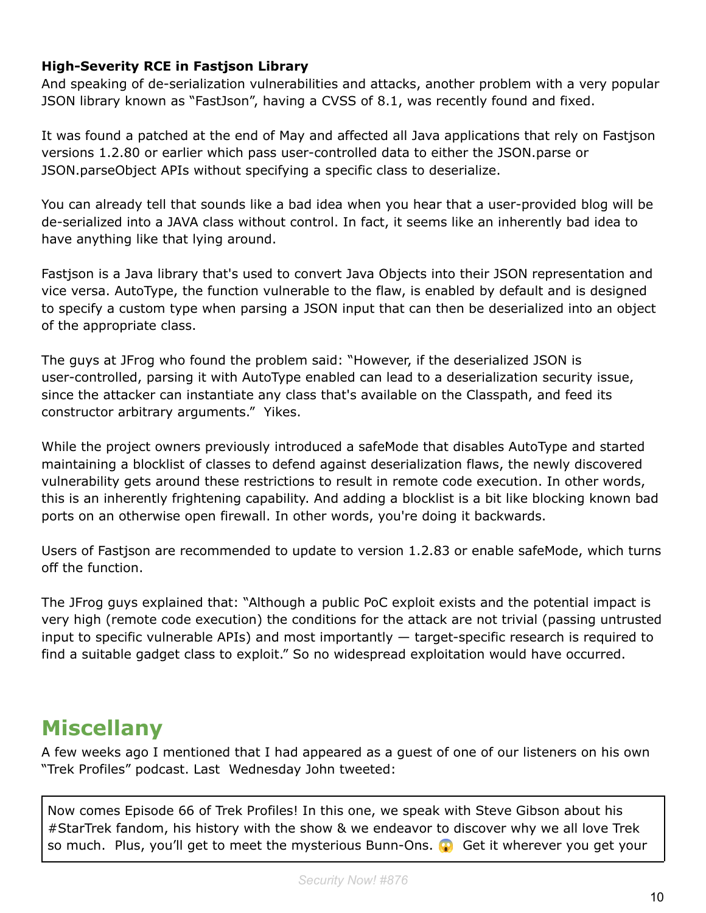**High-Severity RCE in Fastjson Library**

And speaking of de-serialization vulnerabilities and attacks, another problem with a very popular JSON library known as "FastJson", having a CVSS of 8.1, was recently found and fixed.

It was found a patched at the end of May and affected all Java applications that rely on Fastjson versions 1.2.80 or earlier which pass user-controlled data to either the JSON.parse or JSON.parseObject APIs without specifying a specific class to deserialize.

You can already tell that sounds like a bad idea when you hear that a user-provided blog will be de-serialized into a JAVA class without control. In fact, it seems like an inherently bad idea to have anything like that lying around.

Fastjson is a Java library that's used to convert Java Objects into their JSON representation and vice versa. AutoType, the function vulnerable to the flaw, is enabled by default and is designed to specify a custom type when parsing a JSON input that can then be deserialized into an object of the appropriate class.

The guys at JFrog who found the problem said: "However, if the deserialized JSON is user-controlled, parsing it with AutoType enabled can lead to a deserialization security issue, since the attacker can instantiate any class that's available on the Classpath, and feed its constructor arbitrary arguments." Yikes.

While the project owners previously introduced a safeMode that disables AutoType and started maintaining a blocklist of classes to defend against deserialization flaws, the newly discovered vulnerability gets around these restrictions to result in remote code execution. In other words, this is an inherently frightening capability. And adding a blocklist is a bit like blocking known bad ports on an otherwise open firewall. In other words, you're doing it backwards.

Users of Fastjson are recommended to update to version 1.2.83 or enable safeMode, which turns off the function.

The JFrog guys explained that: "Although a public PoC exploit exists and the potential impact is very high (remote code execution) the conditions for the attack are not trivial (passing untrusted input to specific vulnerable APIs) and most importantly — target-specific research is required to find a suitable gadget class to exploit." So no widespread exploitation would have occurred.

# Miscellany

A few weeks ago I mentioned that I had appeared as a guest of one of our listeners on his own "Trek Profiles" podcast. Last Wednesday John tweeted:

> Now comes Episode 66 of Trek Profiles! In this one, we speak with Steve Gibson about his #StarTrek fandom, his history with the show & we endeavor to discover why we all love Trek so much. Plus, you'll get to meet the mysterious Bunn-Ons. 😱 Get it wherever you get your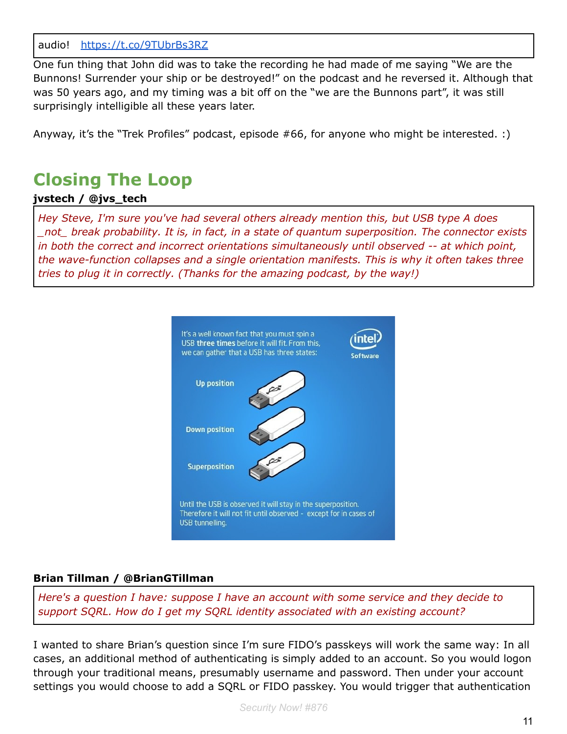audio! https://t.co/9TUbrBs3RZ

One fun thing that John did was to take the recording he had made of me saying "We are the Bunnons! Surrender your ship or be destroyed!" on the podcast and he reversed it. Although that was 50 years ago, and my timing was a bit off on the "we are the Bunnons part", it was still surprisingly intelligible all these years later.

Anyway, it's the "Trek Profiles" podcast, episode #66, for anyone who might be interested. :)

## Closing The Loop

**jvstech / @jvs_tech**

*Hey Steve, I'm sure you've had several others already mention this, but USB type A does _not_ break probability. It is, in fact, in a state of quantum superposition. The connector exists in both the correct and incorrect orientations simultaneously until observed -- at which point, the wave-function collapses and a single orientation manifests. This is why it often takes three tries to plug it in correctly. (Thanks for the amazing podcast, by the way!)*

It's a well known fact that you must spin a USB **three times** before it will fit. From this, we can gather that a USB has three states:

Up position

Down position

Superposition

Until the USB is observed it will stay in the superposition. Therefore it will not fit until observed - except for in cases of USB tunnelling.

**Brian Tillman / @BrianGTillman**

*Here's a question I have: suppose I have an account with some service and they decide to support SQRL. How do I get my SQRL identity associated with an existing account?*

I wanted to share Brian's question since I'm sure FIDO's passkeys will work the same way: In all cases, an additional method of authenticating is simply added to an account. So you would logon through your traditional means, presumably username and password. Then under your account settings you would choose to add a SQRL or FIDO passkey. You would trigger that authentication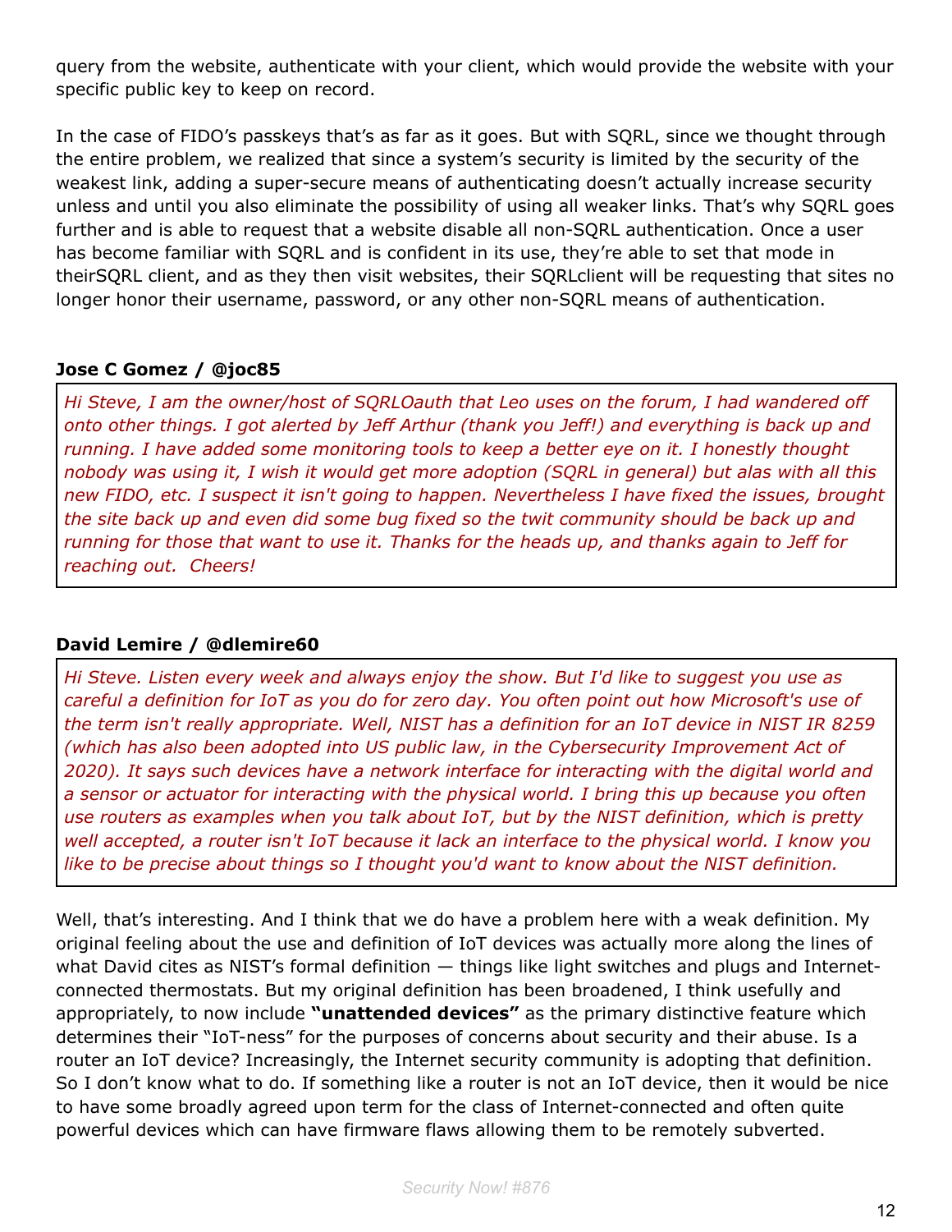query from the website, authenticate with your client, which would provide the website with your specific public key to keep on record.

In the case of FIDO's passkeys that's as far as it goes. But with SQRL, since we thought through the entire problem, we realized that since a system's security is limited by the security of the weakest link, adding a super-secure means of authenticating doesn't actually increase security unless and until you also eliminate the possibility of using all weaker links. That's why SQRL goes further and is able to request that a website disable all non-SQRL authentication. Once a user has become familiar with SQRL and is confident in its use, they're able to set that mode in theirSQRL client, and as they then visit websites, their SQRLclient will be requesting that sites no longer honor their username, password, or any other non-SQRL means of authentication.

**Jose C Gomez / @joc85**

> *Hi Steve, I am the owner/host of SQRLOauth that Leo uses on the forum, I had wandered off onto other things. I got alerted by Jeff Arthur (thank you Jeff!) and everything is back up and running. I have added some monitoring tools to keep a better eye on it. I honestly thought nobody was using it, I wish it would get more adoption (SQRL in general) but alas with all this new FIDO, etc. I suspect it isn't going to happen. Nevertheless I have fixed the issues, brought the site back up and even did some bug fixed so the twit community should be back up and running for those that want to use it. Thanks for the heads up, and thanks again to Jeff for reaching out. Cheers!*

**David Lemire / @dlemire60**

> *Hi Steve. Listen every week and always enjoy the show. But I'd like to suggest you use as careful a definition for IoT as you do for zero day. You often point out how Microsoft's use of the term isn't really appropriate. Well, NIST has a definition for an IoT device in NIST IR 8259 (which has also been adopted into US public law, in the Cybersecurity Improvement Act of 2020). It says such devices have a network interface for interacting with the digital world and a sensor or actuator for interacting with the physical world. I bring this up because you often use routers as examples when you talk about IoT, but by the NIST definition, which is pretty well accepted, a router isn't IoT because it lack an interface to the physical world. I know you like to be precise about things so I thought you'd want to know about the NIST definition.*

Well, that's interesting. And I think that we do have a problem here with a weak definition. My original feeling about the use and definition of IoT devices was actually more along the lines of what David cites as NIST's formal definition — things like light switches and plugs and Internet-connected thermostats. But my original definition has been broadened, I think usefully and appropriately, to now include **"unattended devices"** as the primary distinctive feature which determines their "IoT-ness" for the purposes of concerns about security and their abuse. Is a router an IoT device? Increasingly, the Internet security community is adopting that definition. So I don't know what to do. If something like a router is not an IoT device, then it would be nice to have some broadly agreed upon term for the class of Internet-connected and often quite powerful devices which can have firmware flaws allowing them to be remotely subverted.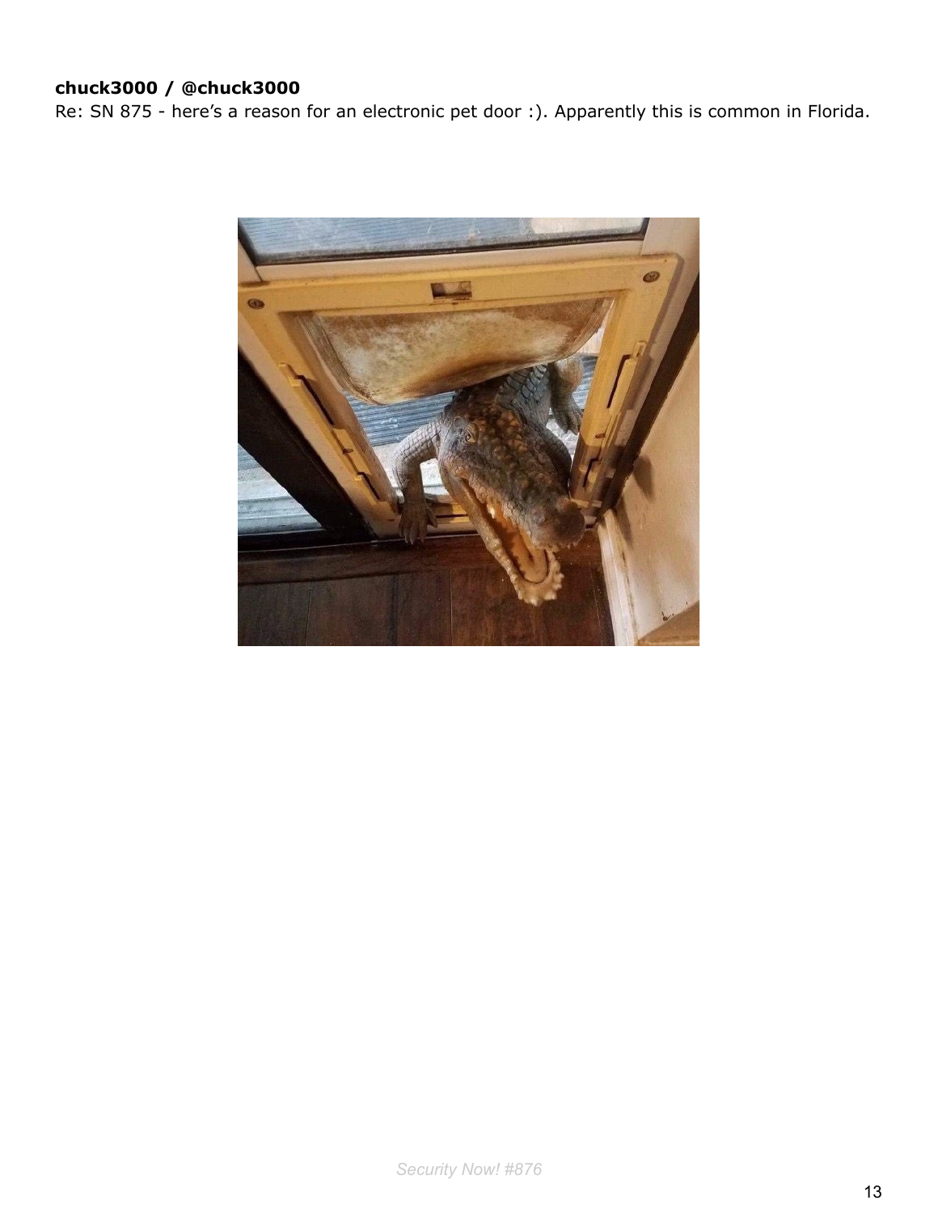**chuck3000 / @chuck3000**
Re: SN 875 - here's a reason for an electronic pet door :). Apparently this is common in Florida.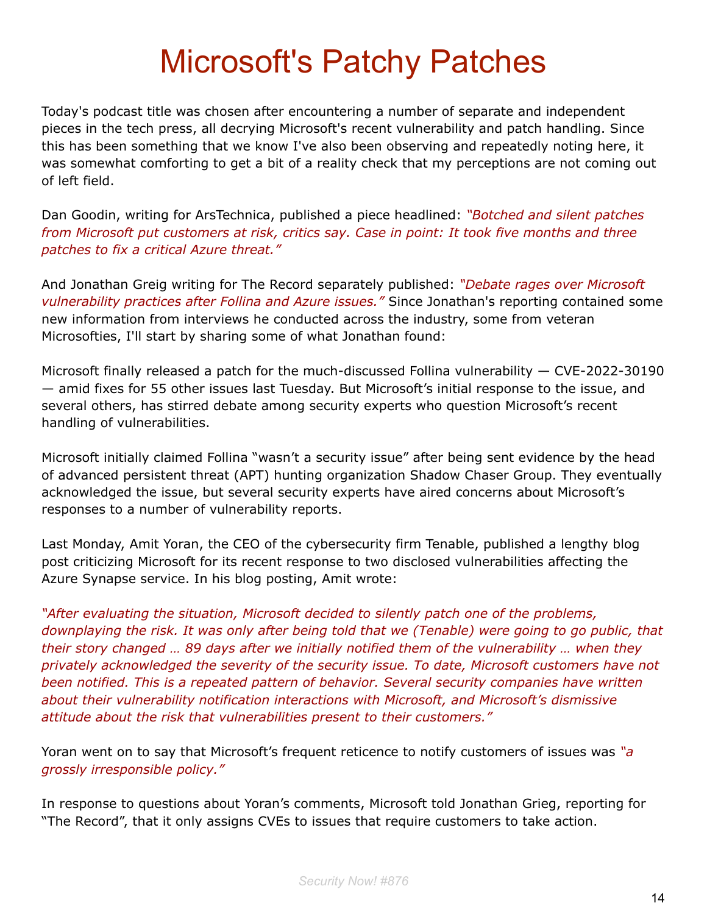# Microsoft's Patchy Patches

Today's podcast title was chosen after encountering a number of separate and independent pieces in the tech press, all decrying Microsoft's recent vulnerability and patch handling. Since this has been something that we know I've also been observing and repeatedly noting here, it was somewhat comforting to get a bit of a reality check that my perceptions are not coming out of left field.

Dan Goodin, writing for ArsTechnica, published a piece headlined: *"Botched and silent patches from Microsoft put customers at risk, critics say. Case in point: It took five months and three patches to fix a critical Azure threat."*

And Jonathan Greig writing for The Record separately published: *"Debate rages over Microsoft vulnerability practices after Follina and Azure issues."* Since Jonathan's reporting contained some new information from interviews he conducted across the industry, some from veteran Microsofties, I'll start by sharing some of what Jonathan found:

Microsoft finally released a patch for the much-discussed Follina vulnerability — CVE-2022-30190 — amid fixes for 55 other issues last Tuesday. But Microsoft's initial response to the issue, and several others, has stirred debate among security experts who question Microsoft's recent handling of vulnerabilities.

Microsoft initially claimed Follina "wasn't a security issue" after being sent evidence by the head of advanced persistent threat (APT) hunting organization Shadow Chaser Group. They eventually acknowledged the issue, but several security experts have aired concerns about Microsoft's responses to a number of vulnerability reports.

Last Monday, Amit Yoran, the CEO of the cybersecurity firm Tenable, published a lengthy blog post criticizing Microsoft for its recent response to two disclosed vulnerabilities affecting the Azure Synapse service. In his blog posting, Amit wrote:

*"After evaluating the situation, Microsoft decided to silently patch one of the problems, downplaying the risk. It was only after being told that we (Tenable) were going to go public, that their story changed … 89 days after we initially notified them of the vulnerability … when they privately acknowledged the severity of the security issue. To date, Microsoft customers have not been notified. This is a repeated pattern of behavior. Several security companies have written about their vulnerability notification interactions with Microsoft, and Microsoft's dismissive attitude about the risk that vulnerabilities present to their customers."*

Yoran went on to say that Microsoft's frequent reticence to notify customers of issues was *"a grossly irresponsible policy."*

In response to questions about Yoran's comments, Microsoft told Jonathan Grieg, reporting for "The Record", that it only assigns CVEs to issues that require customers to take action.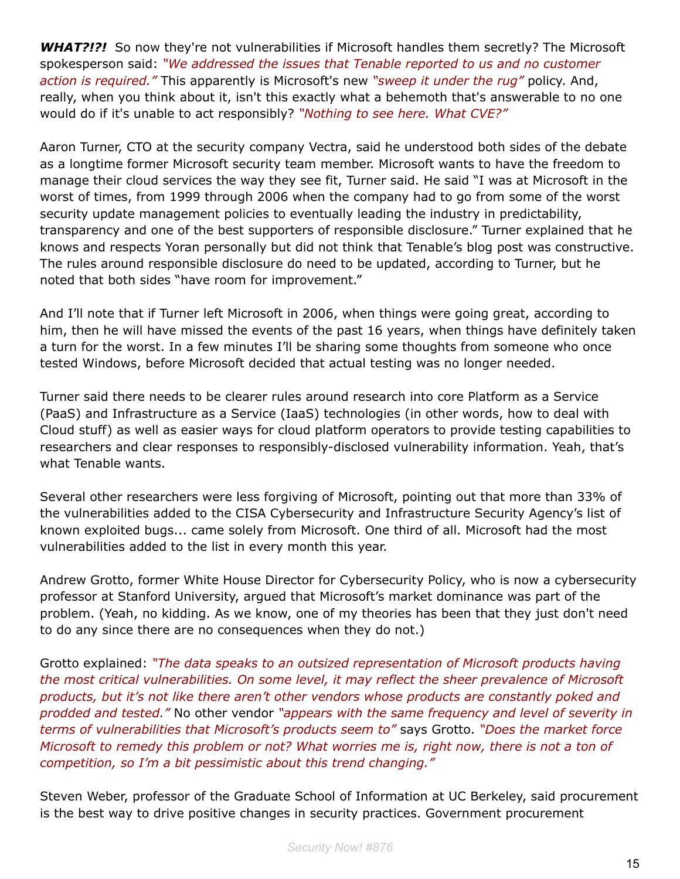***WHAT?!?!*** So now they're not vulnerabilities if Microsoft handles them secretly? The Microsoft spokesperson said: *"We addressed the issues that Tenable reported to us and no customer action is required."* This apparently is Microsoft's new *"sweep it under the rug"* policy. And, really, when you think about it, isn't this exactly what a behemoth that's answerable to no one would do if it's unable to act responsibly? *"Nothing to see here. What CVE?"*

Aaron Turner, CTO at the security company Vectra, said he understood both sides of the debate as a longtime former Microsoft security team member. Microsoft wants to have the freedom to manage their cloud services the way they see fit, Turner said. He said "I was at Microsoft in the worst of times, from 1999 through 2006 when the company had to go from some of the worst security update management policies to eventually leading the industry in predictability, transparency and one of the best supporters of responsible disclosure." Turner explained that he knows and respects Yoran personally but did not think that Tenable's blog post was constructive. The rules around responsible disclosure do need to be updated, according to Turner, but he noted that both sides "have room for improvement."

And I'll note that if Turner left Microsoft in 2006, when things were going great, according to him, then he will have missed the events of the past 16 years, when things have definitely taken a turn for the worst. In a few minutes I'll be sharing some thoughts from someone who once tested Windows, before Microsoft decided that actual testing was no longer needed.

Turner said there needs to be clearer rules around research into core Platform as a Service (PaaS) and Infrastructure as a Service (IaaS) technologies (in other words, how to deal with Cloud stuff) as well as easier ways for cloud platform operators to provide testing capabilities to researchers and clear responses to responsibly-disclosed vulnerability information. Yeah, that's what Tenable wants.

Several other researchers were less forgiving of Microsoft, pointing out that more than 33% of the vulnerabilities added to the CISA Cybersecurity and Infrastructure Security Agency's list of known exploited bugs... came solely from Microsoft. One third of all. Microsoft had the most vulnerabilities added to the list in every month this year.

Andrew Grotto, former White House Director for Cybersecurity Policy, who is now a cybersecurity professor at Stanford University, argued that Microsoft's market dominance was part of the problem. (Yeah, no kidding. As we know, one of my theories has been that they just don't need to do any since there are no consequences when they do not.)

Grotto explained: *"The data speaks to an outsized representation of Microsoft products having the most critical vulnerabilities. On some level, it may reflect the sheer prevalence of Microsoft products, but it's not like there aren't other vendors whose products are constantly poked and prodded and tested."* No other vendor *"appears with the same frequency and level of severity in terms of vulnerabilities that Microsoft's products seem to"* says Grotto. *"Does the market force Microsoft to remedy this problem or not? What worries me is, right now, there is not a ton of competition, so I'm a bit pessimistic about this trend changing."*

Steven Weber, professor of the Graduate School of Information at UC Berkeley, said procurement is the best way to drive positive changes in security practices. Government procurement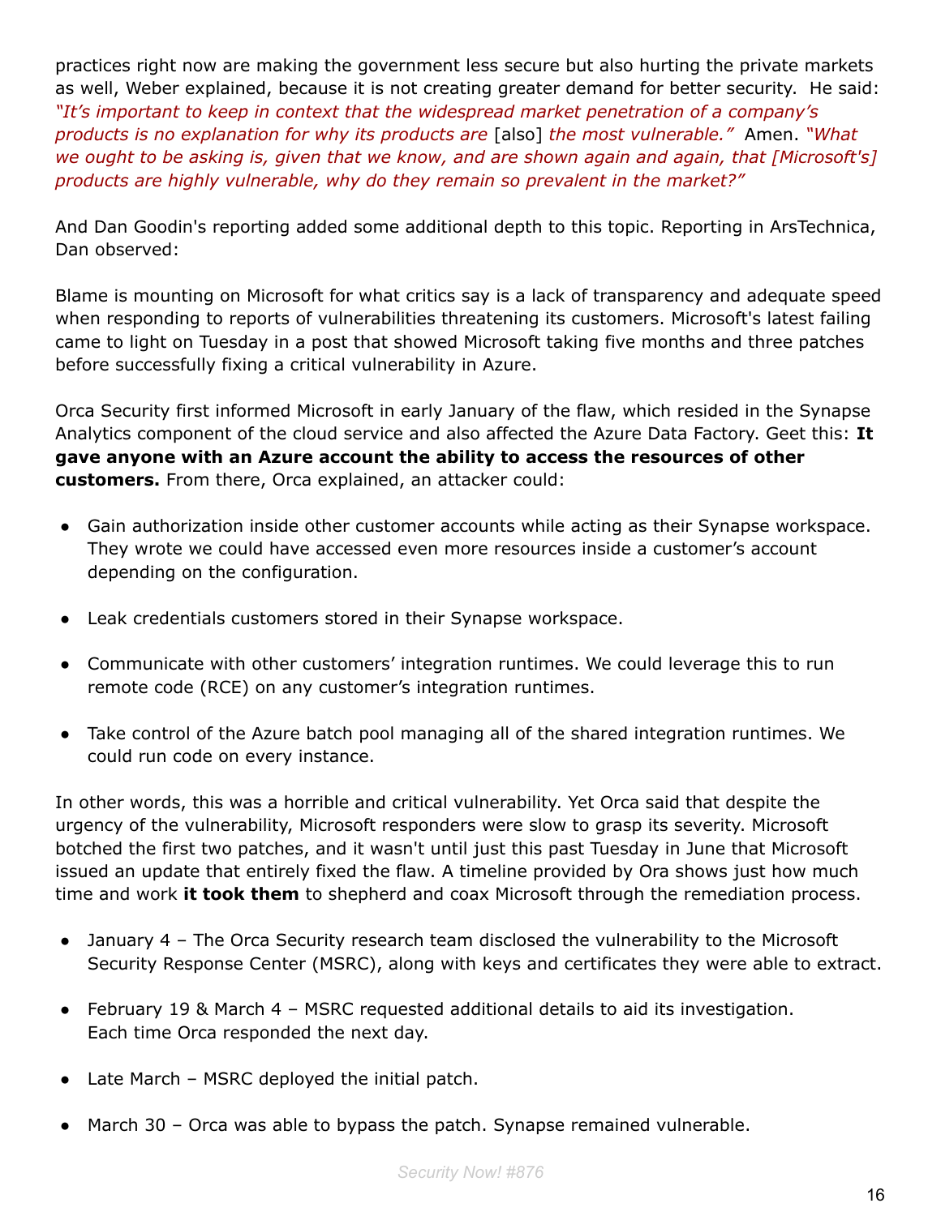practices right now are making the government less secure but also hurting the private markets as well, Weber explained, because it is not creating greater demand for better security. He said: *"It's important to keep in context that the widespread market penetration of a company's products is no explanation for why its products are* [also] *the most vulnerable."* Amen. *"What we ought to be asking is, given that we know, and are shown again and again, that [Microsoft's] products are highly vulnerable, why do they remain so prevalent in the market?"*

And Dan Goodin's reporting added some additional depth to this topic. Reporting in ArsTechnica, Dan observed:

Blame is mounting on Microsoft for what critics say is a lack of transparency and adequate speed when responding to reports of vulnerabilities threatening its customers. Microsoft's latest failing came to light on Tuesday in a post that showed Microsoft taking five months and three patches before successfully fixing a critical vulnerability in Azure.

Orca Security first informed Microsoft in early January of the flaw, which resided in the Synapse Analytics component of the cloud service and also affected the Azure Data Factory. Geet this: **It gave anyone with an Azure account the ability to access the resources of other customers.** From there, Orca explained, an attacker could:

- Gain authorization inside other customer accounts while acting as their Synapse workspace. They wrote we could have accessed even more resources inside a customer's account depending on the configuration.
- Leak credentials customers stored in their Synapse workspace.
- Communicate with other customers' integration runtimes. We could leverage this to run remote code (RCE) on any customer's integration runtimes.
- Take control of the Azure batch pool managing all of the shared integration runtimes. We could run code on every instance.

In other words, this was a horrible and critical vulnerability. Yet Orca said that despite the urgency of the vulnerability, Microsoft responders were slow to grasp its severity. Microsoft botched the first two patches, and it wasn't until just this past Tuesday in June that Microsoft issued an update that entirely fixed the flaw. A timeline provided by Ora shows just how much time and work **it took them** to shepherd and coax Microsoft through the remediation process.

- January 4 – The Orca Security research team disclosed the vulnerability to the Microsoft Security Response Center (MSRC), along with keys and certificates they were able to extract.
- February 19 & March 4 – MSRC requested additional details to aid its investigation. Each time Orca responded the next day.
- Late March – MSRC deployed the initial patch.
- March 30 – Orca was able to bypass the patch. Synapse remained vulnerable.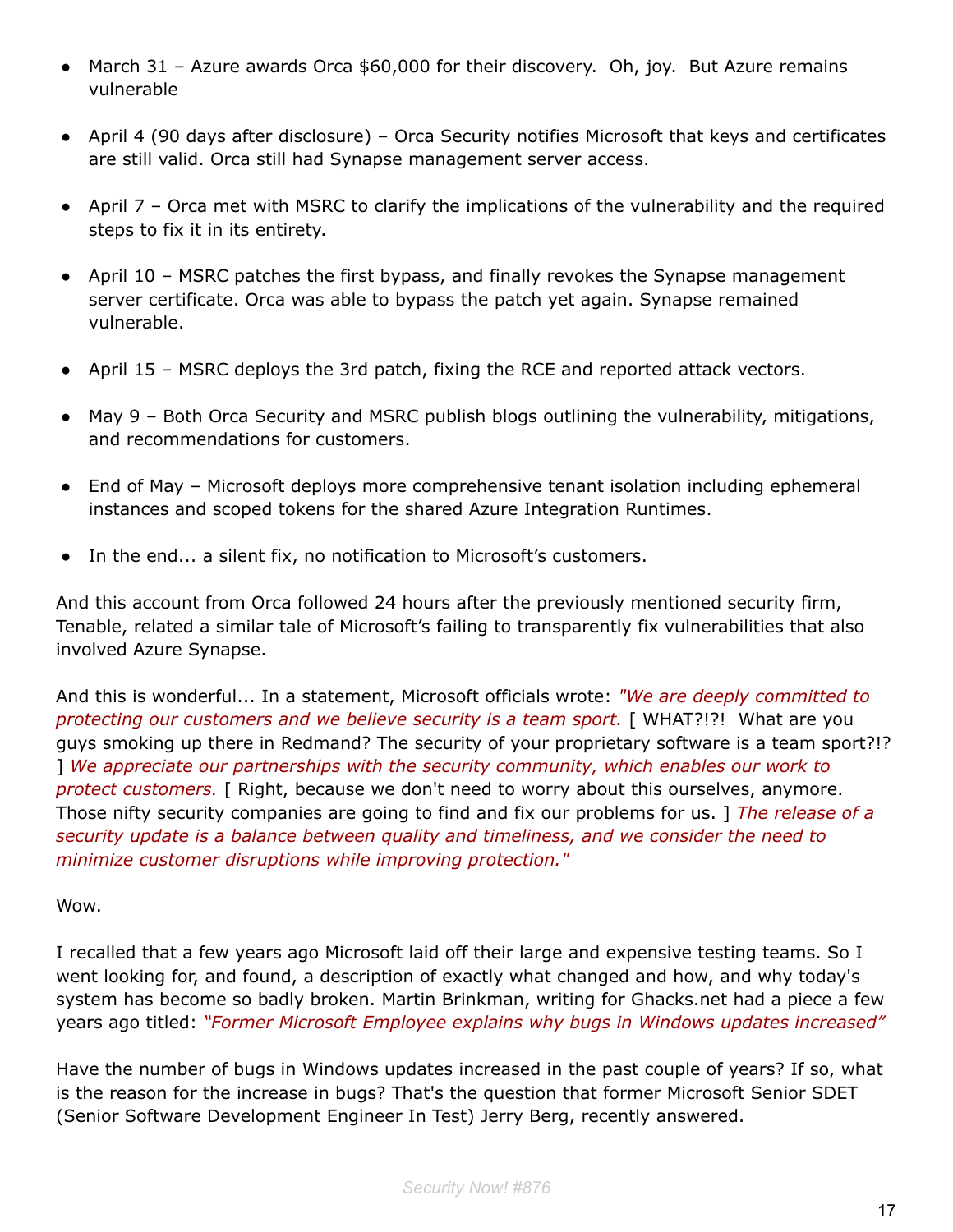- March 31 – Azure awards Orca $60,000 for their discovery. Oh, joy. But Azure remains vulnerable

- April 4 (90 days after disclosure) – Orca Security notifies Microsoft that keys and certificates are still valid. Orca still had Synapse management server access.

- April 7 – Orca met with MSRC to clarify the implications of the vulnerability and the required steps to fix it in its entirety.

- April 10 – MSRC patches the first bypass, and finally revokes the Synapse management server certificate. Orca was able to bypass the patch yet again. Synapse remained vulnerable.

- April 15 – MSRC deploys the 3rd patch, fixing the RCE and reported attack vectors.

- May 9 – Both Orca Security and MSRC publish blogs outlining the vulnerability, mitigations, and recommendations for customers.

- End of May – Microsoft deploys more comprehensive tenant isolation including ephemeral instances and scoped tokens for the shared Azure Integration Runtimes.

- In the end... a silent fix, no notification to Microsoft's customers.

And this account from Orca followed 24 hours after the previously mentioned security firm, Tenable, related a similar tale of Microsoft's failing to transparently fix vulnerabilities that also involved Azure Synapse.

And this is wonderful... In a statement, Microsoft officials wrote: *"We are deeply committed to protecting our customers and we believe security is a team sport.* [ WHAT?!?! What are you guys smoking up there in Redmond? The security of your proprietary software is a team sport?!? ] *We appreciate our partnerships with the security community, which enables our work to protect customers.* [ Right, because we don't need to worry about this ourselves, anymore. Those nifty security companies are going to find and fix our problems for us. ] *The release of a security update is a balance between quality and timeliness, and we consider the need to minimize customer disruptions while improving protection."*

Wow.

I recalled that a few years ago Microsoft laid off their large and expensive testing teams. So I went looking for, and found, a description of exactly what changed and how, and why today's system has become so badly broken. Martin Brinkman, writing for Ghacks.net had a piece a few years ago titled: *"Former Microsoft Employee explains why bugs in Windows updates increased"*

Have the number of bugs in Windows updates increased in the past couple of years? If so, what is the reason for the increase in bugs? That's the question that former Microsoft Senior SDET (Senior Software Development Engineer In Test) Jerry Berg, recently answered.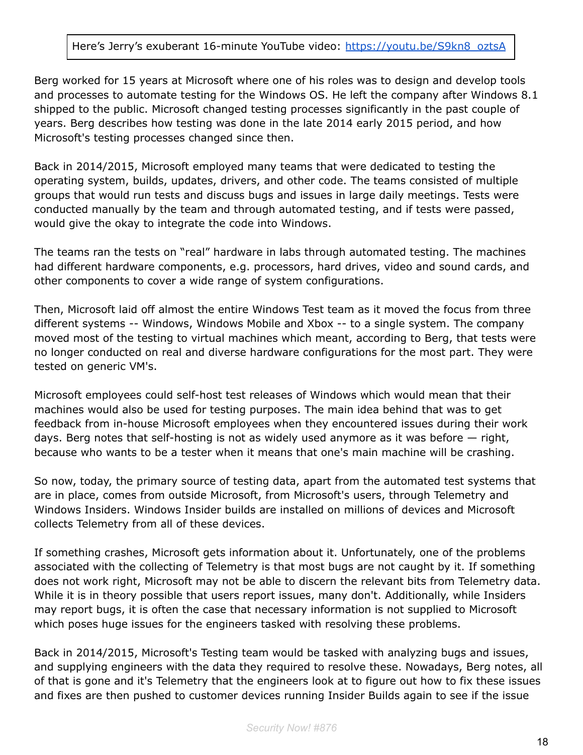Here's Jerry's exuberant 16-minute YouTube video: https://youtu.be/S9kn8_oztsA

Berg worked for 15 years at Microsoft where one of his roles was to design and develop tools and processes to automate testing for the Windows OS. He left the company after Windows 8.1 shipped to the public. Microsoft changed testing processes significantly in the past couple of years. Berg describes how testing was done in the late 2014 early 2015 period, and how Microsoft's testing processes changed since then.

Back in 2014/2015, Microsoft employed many teams that were dedicated to testing the operating system, builds, updates, drivers, and other code. The teams consisted of multiple groups that would run tests and discuss bugs and issues in large daily meetings. Tests were conducted manually by the team and through automated testing, and if tests were passed, would give the okay to integrate the code into Windows.

The teams ran the tests on "real" hardware in labs through automated testing. The machines had different hardware components, e.g. processors, hard drives, video and sound cards, and other components to cover a wide range of system configurations.

Then, Microsoft laid off almost the entire Windows Test team as it moved the focus from three different systems -- Windows, Windows Mobile and Xbox -- to a single system. The company moved most of the testing to virtual machines which meant, according to Berg, that tests were no longer conducted on real and diverse hardware configurations for the most part. They were tested on generic VM's.

Microsoft employees could self-host test releases of Windows which would mean that their machines would also be used for testing purposes. The main idea behind that was to get feedback from in-house Microsoft employees when they encountered issues during their work days. Berg notes that self-hosting is not as widely used anymore as it was before — right, because who wants to be a tester when it means that one's main machine will be crashing.

So now, today, the primary source of testing data, apart from the automated test systems that are in place, comes from outside Microsoft, from Microsoft's users, through Telemetry and Windows Insiders. Windows Insider builds are installed on millions of devices and Microsoft collects Telemetry from all of these devices.

If something crashes, Microsoft gets information about it. Unfortunately, one of the problems associated with the collecting of Telemetry is that most bugs are not caught by it. If something does not work right, Microsoft may not be able to discern the relevant bits from Telemetry data. While it is in theory possible that users report issues, many don't. Additionally, while Insiders may report bugs, it is often the case that necessary information is not supplied to Microsoft which poses huge issues for the engineers tasked with resolving these problems.

Back in 2014/2015, Microsoft's Testing team would be tasked with analyzing bugs and issues, and supplying engineers with the data they required to resolve these. Nowadays, Berg notes, all of that is gone and it's Telemetry that the engineers look at to figure out how to fix these issues and fixes are then pushed to customer devices running Insider Builds again to see if the issue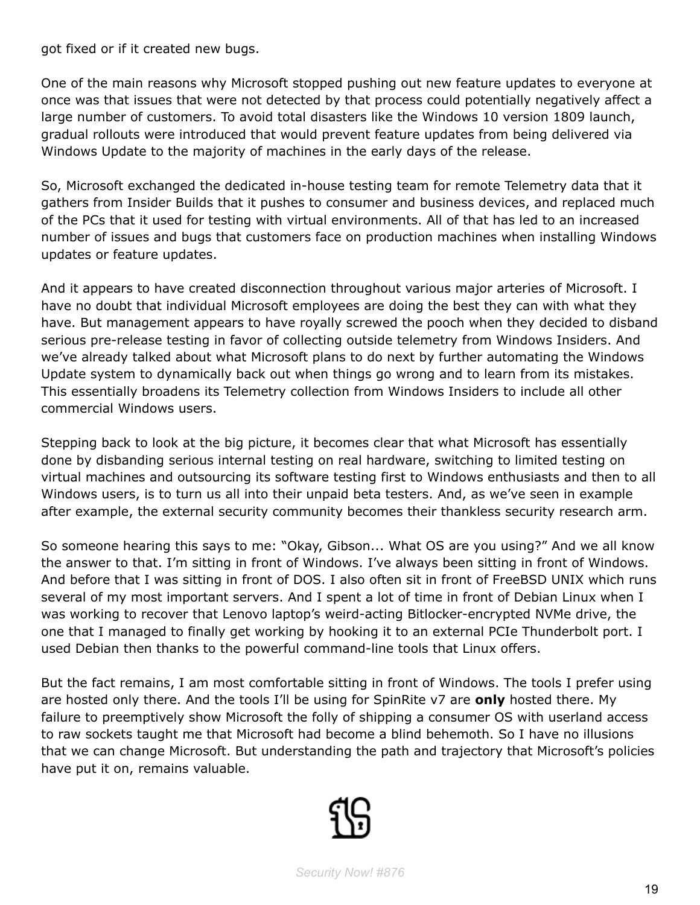got fixed or if it created new bugs.

One of the main reasons why Microsoft stopped pushing out new feature updates to everyone at once was that issues that were not detected by that process could potentially negatively affect a large number of customers. To avoid total disasters like the Windows 10 version 1809 launch, gradual rollouts were introduced that would prevent feature updates from being delivered via Windows Update to the majority of machines in the early days of the release.

So, Microsoft exchanged the dedicated in-house testing team for remote Telemetry data that it gathers from Insider Builds that it pushes to consumer and business devices, and replaced much of the PCs that it used for testing with virtual environments. All of that has led to an increased number of issues and bugs that customers face on production machines when installing Windows updates or feature updates.

And it appears to have created disconnection throughout various major arteries of Microsoft. I have no doubt that individual Microsoft employees are doing the best they can with what they have. But management appears to have royally screwed the pooch when they decided to disband serious pre-release testing in favor of collecting outside telemetry from Windows Insiders. And we've already talked about what Microsoft plans to do next by further automating the Windows Update system to dynamically back out when things go wrong and to learn from its mistakes. This essentially broadens its Telemetry collection from Windows Insiders to include all other commercial Windows users.

Stepping back to look at the big picture, it becomes clear that what Microsoft has essentially done by disbanding serious internal testing on real hardware, switching to limited testing on virtual machines and outsourcing its software testing first to Windows enthusiasts and then to all Windows users, is to turn us all into their unpaid beta testers. And, as we've seen in example after example, the external security community becomes their thankless security research arm.

So someone hearing this says to me: "Okay, Gibson... What OS are you using?" And we all know the answer to that. I'm sitting in front of Windows. I've always been sitting in front of Windows. And before that I was sitting in front of DOS. I also often sit in front of FreeBSD UNIX which runs several of my most important servers. And I spent a lot of time in front of Debian Linux when I was working to recover that Lenovo laptop's weird-acting Bitlocker-encrypted NVMe drive, the one that I managed to finally get working by hooking it to an external PCIe Thunderbolt port. I used Debian then thanks to the powerful command-line tools that Linux offers.

But the fact remains, I am most comfortable sitting in front of Windows. The tools I prefer using are hosted only there. And the tools I'll be using for SpinRite v7 are **only** hosted there. My failure to preemptively show Microsoft the folly of shipping a consumer OS with userland access to raw sockets taught me that Microsoft had become a blind behemoth. So I have no illusions that we can change Microsoft. But understanding the path and trajectory that Microsoft's policies have put it on, remains valuable.